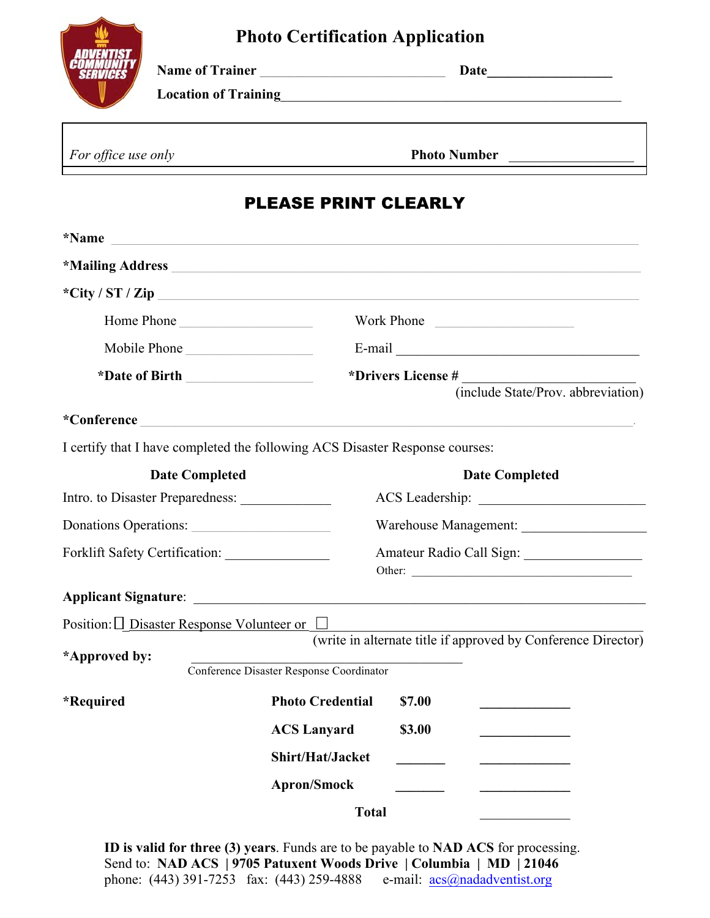# Photo Certification Application

**Name of Trainer** ___________________________ **Date**__________________

**Location of Training**__________________________________________________

| *For office use only* | **Photo Number** ________________ |
|---|---|

## PLEASE PRINT CLEARLY

**\*Name** ______________________________________________________________

**\*Mailing Address** _____________________________________________________

**\*City / ST / Zip** ______________________________________________________

Home Phone ___________________ Work Phone ___________________

Mobile Phone ___________________ E-mail ___________________________________

**\*Date of Birth** ___________________ **\*Drivers License #** _______________________ (include State/Prov. abbreviation)

**\*Conference** _________________________________________________________.

I certify that I have completed the following ACS Disaster Response courses:

| Date Completed | | Date Completed | |
|---|---|---|---|
| Intro. to Disaster Preparedness: | _____________ | ACS Leadership: | _______________________ |
| Donations Operations: | _____________ | Warehouse Management: | __________________ |
| Forklift Safety Certification: | _____________ | Amateur Radio Call Sign: | ________________ |
| | | Other: | ________________________________ |

**Applicant Signature**: ______________________________________________________

Position: ☐ Disaster Response Volunteer or ☐ ________________________________________
(write in alternate title if approved by Conference Director)

**\*Approved by:** ___________________________________________
Conference Disaster Response Coordinator

**\*Required**

| | | |
|---|---|---|
| **Photo Credential** | **$7.00** | _____________ |
| **ACS Lanyard** | **$3.00** | _____________ |
| **Shirt/Hat/Jacket** | _______ | _____________ |
| **Apron/Smock** | _______ | _____________ |
| **Total** | | _____________ |

**ID is valid for three (3) years**. Funds are to be payable to **NAD ACS** for processing.
Send to: **NAD ACS | 9705 Patuxent Woods Drive | Columbia | MD | 21046**
phone: (443) 391-7253 fax: (443) 259-4888 e-mail: acs@nadadventist.org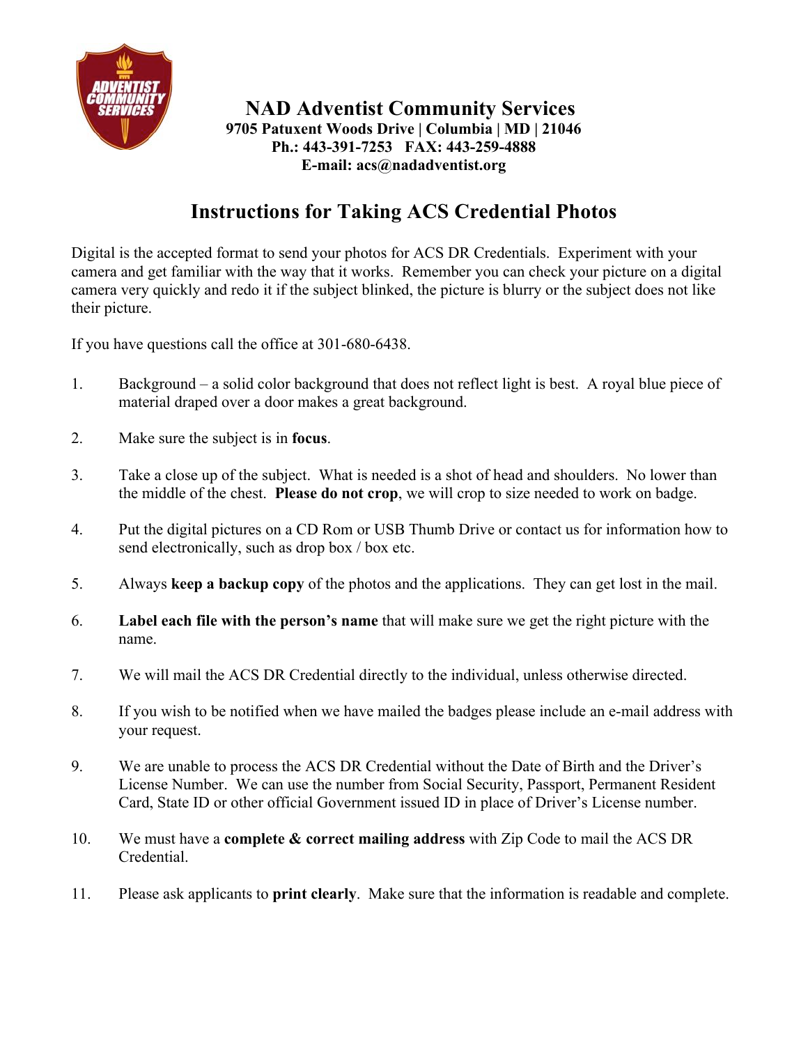**NAD Adventist Community Services**
**9705 Patuxent Woods Drive | Columbia | MD | 21046**
**Ph.: 443-391-7253 FAX: 443-259-4888**
**E-mail: acs@nadadventist.org**

# Instructions for Taking ACS Credential Photos

Digital is the accepted format to send your photos for ACS DR Credentials. Experiment with your camera and get familiar with the way that it works. Remember you can check your picture on a digital camera very quickly and redo it if the subject blinked, the picture is blurry or the subject does not like their picture.

If you have questions call the office at 301-680-6438.

1. Background – a solid color background that does not reflect light is best. A royal blue piece of material draped over a door makes a great background.
2. Make sure the subject is in **focus**.
3. Take a close up of the subject. What is needed is a shot of head and shoulders. No lower than the middle of the chest. **Please do not crop**, we will crop to size needed to work on badge.
4. Put the digital pictures on a CD Rom or USB Thumb Drive or contact us for information how to send electronically, such as drop box / box etc.
5. Always **keep a backup copy** of the photos and the applications. They can get lost in the mail.
6. **Label each file with the person's name** that will make sure we get the right picture with the name.
7. We will mail the ACS DR Credential directly to the individual, unless otherwise directed.
8. If you wish to be notified when we have mailed the badges please include an e-mail address with your request.
9. We are unable to process the ACS DR Credential without the Date of Birth and the Driver's License Number. We can use the number from Social Security, Passport, Permanent Resident Card, State ID or other official Government issued ID in place of Driver's License number.
10. We must have a **complete & correct mailing address** with Zip Code to mail the ACS DR Credential.
11. Please ask applicants to **print clearly**. Make sure that the information is readable and complete.